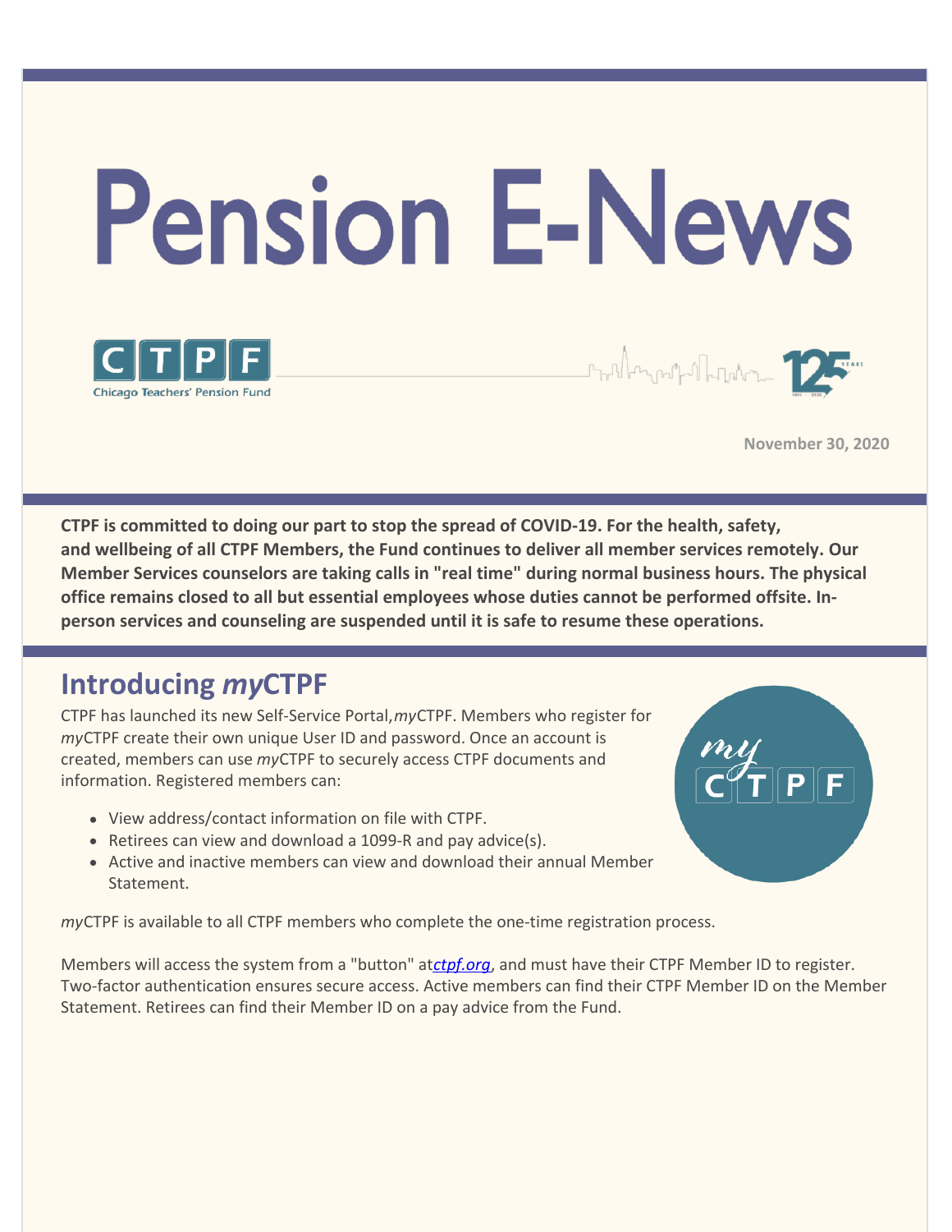# Pension E-News

**November 30, 2020**

**CTPF is committed to doing our part to stop the spread of COVID-19. For the health, safety, and wellbeing of all CTPF Members, the Fund continues to deliver all member services remotely. Our Member Services counselors are taking calls in "real time" during normal business hours. The physical office remains closed to all but essential employees whose duties cannot be performed offsite. In-person services and counseling are suspended until it is safe to resume these operations.**

## Introducing *my*CTPF

CTPF has launched its new Self-Service Portal, *my*CTPF. Members who register for *my*CTPF create their own unique User ID and password. Once an account is created, members can use *my*CTPF to securely access CTPF documents and information. Registered members can:

- View address/contact information on file with CTPF.
- Retirees can view and download a 1099-R and pay advice(s).
- Active and inactive members can view and download their annual Member Statement.

*my*CTPF is available to all CTPF members who complete the one-time registration process.

Members will access the system from a "button" at *ctpf.org*, and must have their CTPF Member ID to register. Two-factor authentication ensures secure access. Active members can find their CTPF Member ID on the Member Statement. Retirees can find their Member ID on a pay advice from the Fund.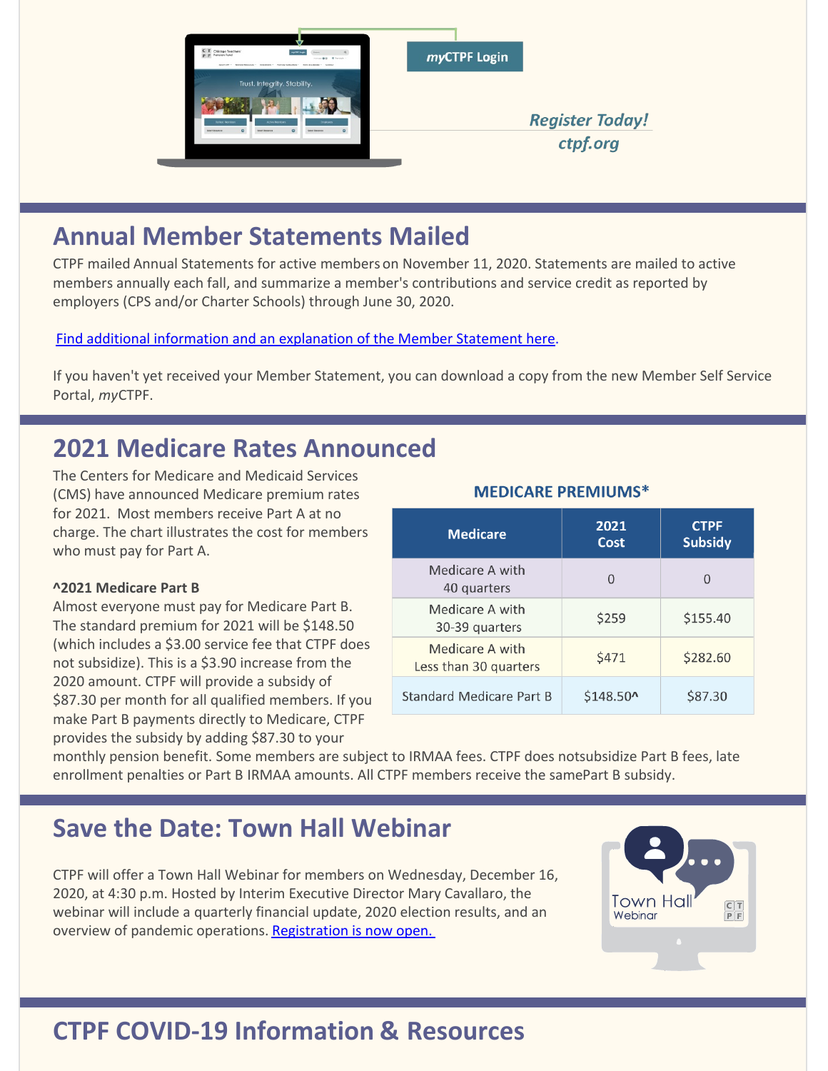**myCTPF Login**

*Register Today!*
*ctpf.org*

## Annual Member Statements Mailed

CTPF mailed Annual Statements for active members on November 11, 2020. Statements are mailed to active members annually each fall, and summarize a member's contributions and service credit as reported by employers (CPS and/or Charter Schools) through June 30, 2020.

Find additional information and an explanation of the Member Statement here.

If you haven't yet received your Member Statement, you can download a copy from the new Member Self Service Portal, *my*CTPF.

## 2021 Medicare Rates Announced

The Centers for Medicare and Medicaid Services (CMS) have announced Medicare premium rates for 2021. Most members receive Part A at no charge. The chart illustrates the cost for members who must pay for Part A.

**MEDICARE PREMIUMS***

| Medicare | 2021 Cost | CTPF Subsidy |
|---|---|---|
| Medicare A with 40 quarters | 0 | 0 |
| Medicare A with 30-39 quarters | $259 | $155.40 |
| Medicare A with Less than 30 quarters | $471 | $282.60 |
| Standard Medicare Part B | $148.50^ | $87.30 |

**^2021 Medicare Part B**

Almost everyone must pay for Medicare Part B. The standard premium for 2021 will be $148.50 (which includes a $3.00 service fee that CTPF does not subsidize). This is a $3.90 increase from the 2020 amount. CTPF will provide a subsidy of $87.30 per month for all qualified members. If you make Part B payments directly to Medicare, CTPF provides the subsidy by adding $87.30 to your monthly pension benefit. Some members are subject to IRMAA fees. CTPF does notsubsidize Part B fees, late enrollment penalties or Part B IRMAA amounts. All CTPF members receive the samePart B subsidy.

## Save the Date: Town Hall Webinar

CTPF will offer a Town Hall Webinar for members on Wednesday, December 16, 2020, at 4:30 p.m. Hosted by Interim Executive Director Mary Cavallaro, the webinar will include a quarterly financial update, 2020 election results, and an overview of pandemic operations. Registration is now open.

## CTPF COVID-19 Information & Resources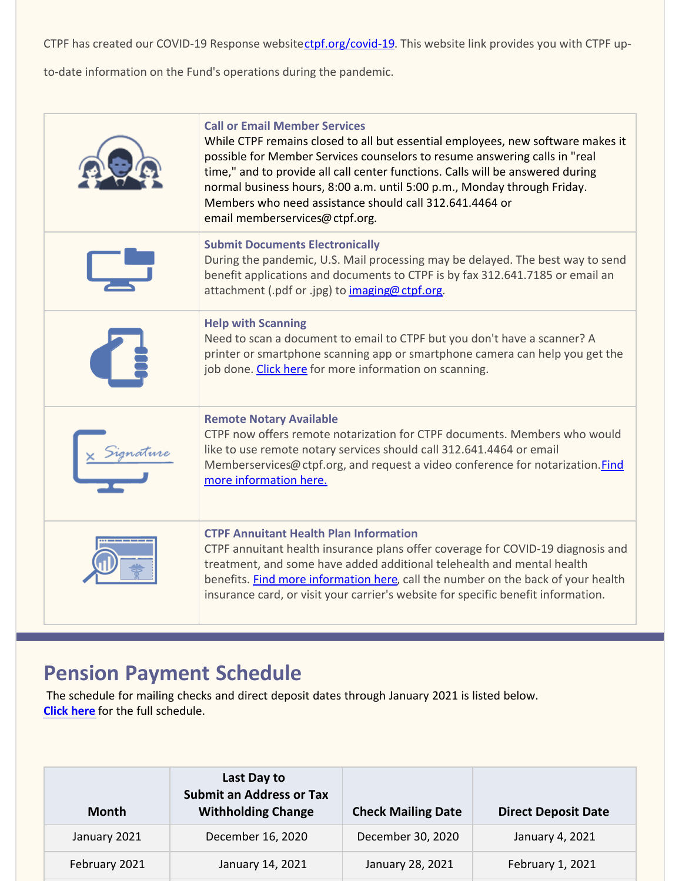CTPF has created our COVID-19 Response website ctpf.org/covid-19. This website link provides you with CTPF up-to-date information on the Fund's operations during the pandemic.

### Call or Email Member Services

While CTPF remains closed to all but essential employees, new software makes it possible for Member Services counselors to resume answering calls in "real time," and to provide all call center functions. Calls will be answered during normal business hours, 8:00 a.m. until 5:00 p.m., Monday through Friday. Members who need assistance should call 312.641.4464 or email memberservices@ctpf.org.

### Submit Documents Electronically

During the pandemic, U.S. Mail processing may be delayed. The best way to send benefit applications and documents to CTPF is by fax 312.641.7185 or email an attachment (.pdf or .jpg) to imaging@ctpf.org.

### Help with Scanning

Need to scan a document to email to CTPF but you don't have a scanner? A printer or smartphone scanning app or smartphone camera can help you get the job done. Click here for more information on scanning.

### Remote Notary Available

CTPF now offers remote notarization for CTPF documents. Members who would like to use remote notary services should call 312.641.4464 or email Memberservices@ctpf.org, and request a video conference for notarization. Find more information here.

### CTPF Annuitant Health Plan Information

CTPF annuitant health insurance plans offer coverage for COVID-19 diagnosis and treatment, and some have added additional telehealth and mental health benefits. Find more information here, call the number on the back of your health insurance card, or visit your carrier's website for specific benefit information.

## Pension Payment Schedule

The schedule for mailing checks and direct deposit dates through January 2021 is listed below.
**Click here** for the full schedule.

| Month | Last Day to Submit an Address or Tax Withholding Change | Check Mailing Date | Direct Deposit Date |
|---|---|---|---|
| January 2021 | December 16, 2020 | December 30, 2020 | January 4, 2021 |
| February 2021 | January 14, 2021 | January 28, 2021 | February 1, 2021 |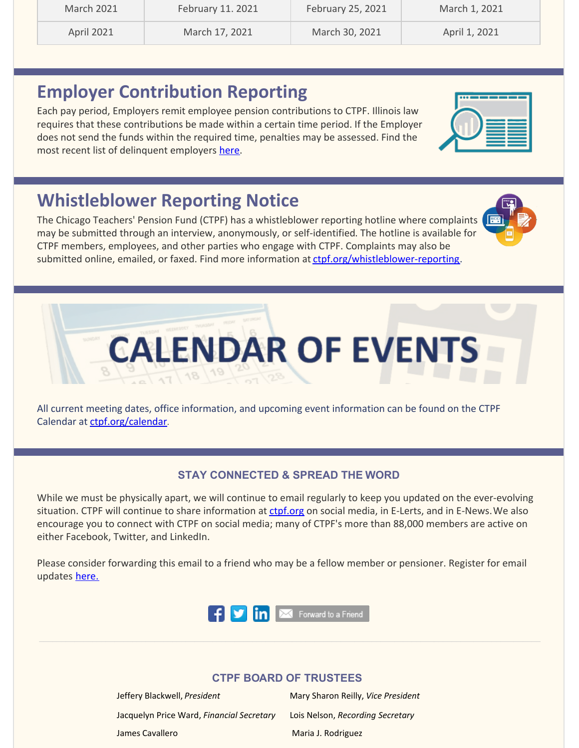| March 2021 | February 11. 2021 | February 25, 2021 | March 1, 2021 |
|---|---|---|---|
| April 2021 | March 17, 2021 | March 30, 2021 | April 1, 2021 |

## Employer Contribution Reporting

Each pay period, Employers remit employee pension contributions to CTPF. Illinois law requires that these contributions be made within a certain time period. If the Employer does not send the funds within the required time, penalties may be assessed. Find the most recent list of delinquent employers here.

## Whistleblower Reporting Notice

The Chicago Teachers' Pension Fund (CTPF) has a whistleblower reporting hotline where complaints may be submitted through an interview, anonymously, or self-identified. The hotline is available for CTPF members, employees, and other parties who engage with CTPF. Complaints may also be submitted online, emailed, or faxed. Find more information at ctpf.org/whistleblower-reporting.

# CALENDAR OF EVENTS

All current meeting dates, office information, and upcoming event information can be found on the CTPF Calendar at ctpf.org/calendar.

### STAY CONNECTED & SPREAD THE WORD

While we must be physically apart, we will continue to email regularly to keep you updated on the ever-evolving situation. CTPF will continue to share information at ctpf.org on social media, in E-Lerts, and in E-News. We also encourage you to connect with CTPF on social media; many of CTPF's more than 88,000 members are active on either Facebook, Twitter, and LinkedIn.

Please consider forwarding this email to a friend who may be a fellow member or pensioner. Register for email updates here.

Forward to a Friend

### CTPF BOARD OF TRUSTEES

Jeffery Blackwell, *President*

Mary Sharon Reilly, *Vice President*

Jacquelyn Price Ward, *Financial Secretary*

Lois Nelson, *Recording Secretary*

James Cavallero

Maria J. Rodriguez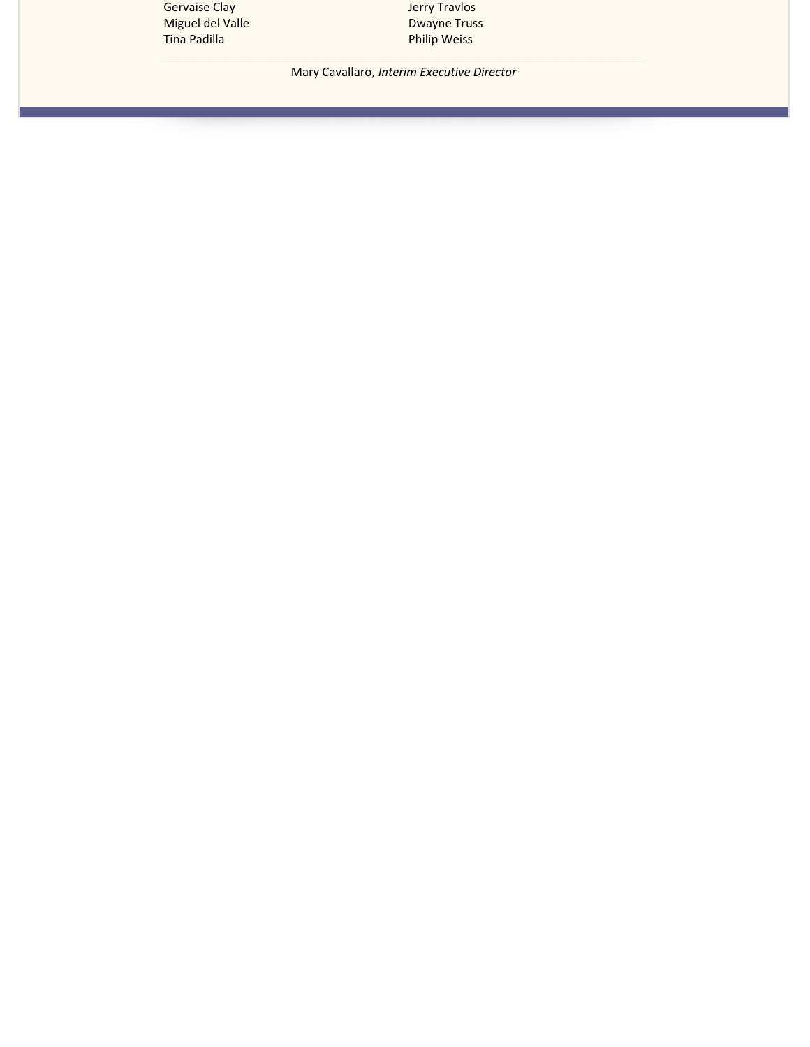| | |
|---|---|
| Gervaise Clay | Jerry Travlos |
| Miguel del Valle | Dwayne Truss |
| Tina Padilla | Philip Weiss |

---

Mary Cavallaro, *Interim Executive Director*